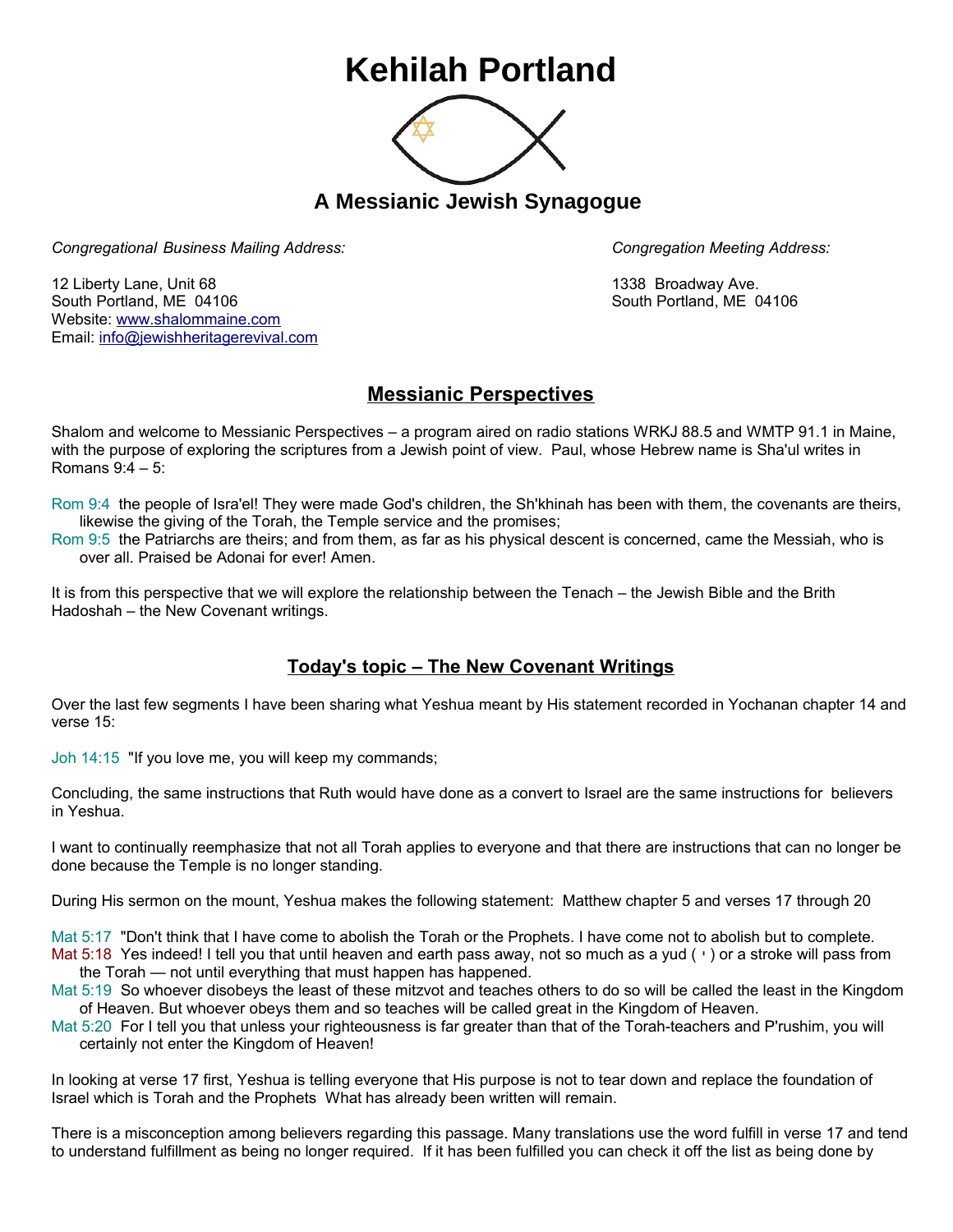# Kehilah Portland

## A Messianic Jewish Synagogue

*Congregational Business Mailing Address:*

12 Liberty Lane, Unit 68
South Portland, ME 04106
Website: www.shalommaine.com
Email: info@jewishheritagerevival.com

*Congregation Meeting Address:*

1338 Broadway Ave.
South Portland, ME 04106

## Messianic Perspectives

Shalom and welcome to Messianic Perspectives – a program aired on radio stations WRKJ 88.5 and WMTP 91.1 in Maine, with the purpose of exploring the scriptures from a Jewish point of view. Paul, whose Hebrew name is Sha'ul writes in Romans 9:4 – 5:

Rom 9:4 the people of Isra'el! They were made God's children, the Sh'khinah has been with them, the covenants are theirs, likewise the giving of the Torah, the Temple service and the promises;
Rom 9:5 the Patriarchs are theirs; and from them, as far as his physical descent is concerned, came the Messiah, who is over all. Praised be Adonai for ever! Amen.

It is from this perspective that we will explore the relationship between the Tenach – the Jewish Bible and the Brith Hadoshah – the New Covenant writings.

## Today's topic – The New Covenant Writings

Over the last few segments I have been sharing what Yeshua meant by His statement recorded in Yochanan chapter 14 and verse 15:

Joh 14:15 "If you love me, you will keep my commands;

Concluding, the same instructions that Ruth would have done as a convert to Israel are the same instructions for believers in Yeshua.

I want to continually reemphasize that not all Torah applies to everyone and that there are instructions that can no longer be done because the Temple is no longer standing.

During His sermon on the mount, Yeshua makes the following statement: Matthew chapter 5 and verses 17 through 20

Mat 5:17 "Don't think that I have come to abolish the Torah or the Prophets. I have come not to abolish but to complete.
Mat 5:18 Yes indeed! I tell you that until heaven and earth pass away, not so much as a yud ( י ) or a stroke will pass from the Torah — not until everything that must happen has happened.
Mat 5:19 So whoever disobeys the least of these mitzvot and teaches others to do so will be called the least in the Kingdom of Heaven. But whoever obeys them and so teaches will be called great in the Kingdom of Heaven.
Mat 5:20 For I tell you that unless your righteousness is far greater than that of the Torah-teachers and P'rushim, you will certainly not enter the Kingdom of Heaven!

In looking at verse 17 first, Yeshua is telling everyone that His purpose is not to tear down and replace the foundation of Israel which is Torah and the Prophets What has already been written will remain.

There is a misconception among believers regarding this passage. Many translations use the word fulfill in verse 17 and tend to understand fulfillment as being no longer required. If it has been fulfilled you can check it off the list as being done by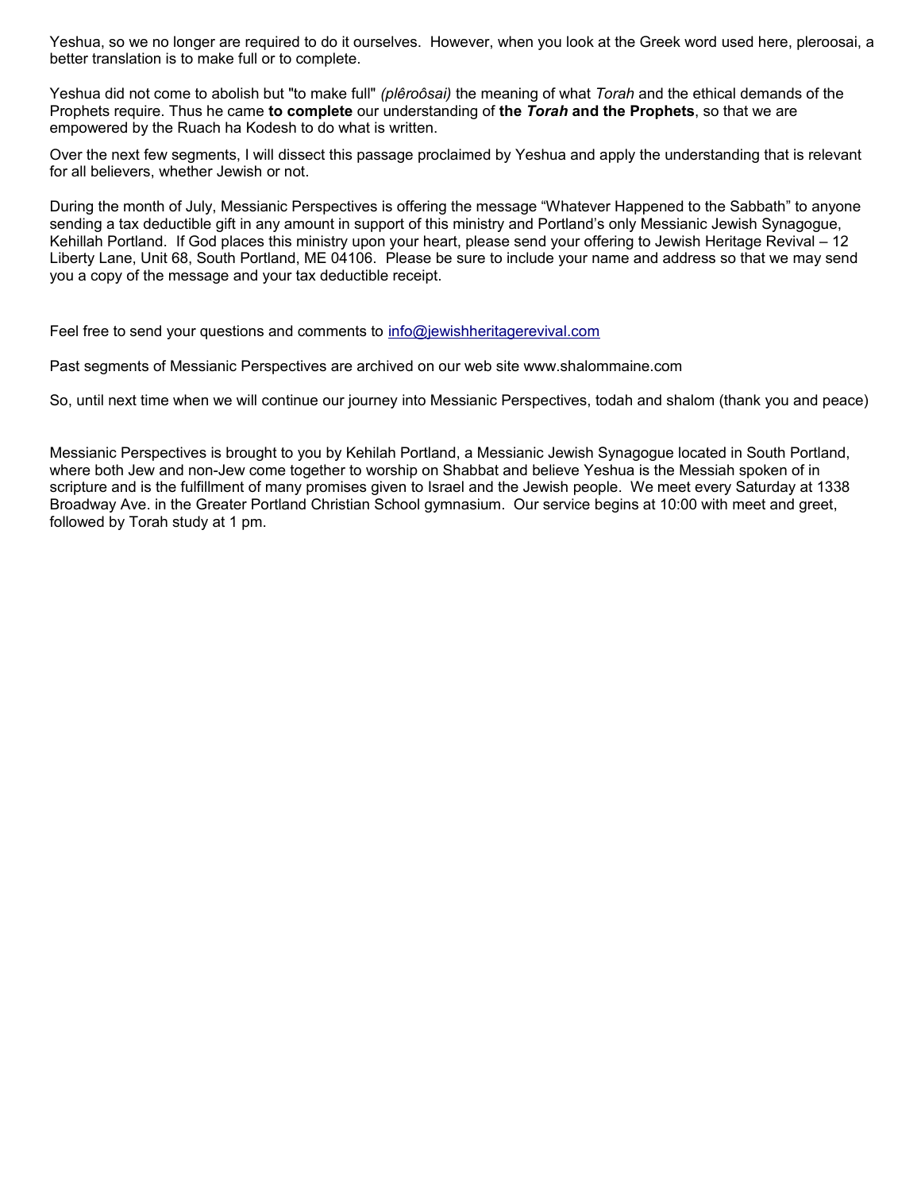Yeshua, so we no longer are required to do it ourselves. However, when you look at the Greek word used here, pleroosai, a better translation is to make full or to complete.

Yeshua did not come to abolish but "to make full" *(plêroôsai)* the meaning of what *Torah* and the ethical demands of the Prophets require. Thus he came **to complete** our understanding of **the *Torah* and the Prophets**, so that we are empowered by the Ruach ha Kodesh to do what is written.

Over the next few segments, I will dissect this passage proclaimed by Yeshua and apply the understanding that is relevant for all believers, whether Jewish or not.

During the month of July, Messianic Perspectives is offering the message "Whatever Happened to the Sabbath" to anyone sending a tax deductible gift in any amount in support of this ministry and Portland's only Messianic Jewish Synagogue, Kehillah Portland. If God places this ministry upon your heart, please send your offering to Jewish Heritage Revival – 12 Liberty Lane, Unit 68, South Portland, ME 04106. Please be sure to include your name and address so that we may send you a copy of the message and your tax deductible receipt.

Feel free to send your questions and comments to info@jewishheritagerevival.com

Past segments of Messianic Perspectives are archived on our web site www.shalommaine.com

So, until next time when we will continue our journey into Messianic Perspectives, todah and shalom (thank you and peace)

Messianic Perspectives is brought to you by Kehilah Portland, a Messianic Jewish Synagogue located in South Portland, where both Jew and non-Jew come together to worship on Shabbat and believe Yeshua is the Messiah spoken of in scripture and is the fulfillment of many promises given to Israel and the Jewish people. We meet every Saturday at 1338 Broadway Ave. in the Greater Portland Christian School gymnasium. Our service begins at 10:00 with meet and greet, followed by Torah study at 1 pm.